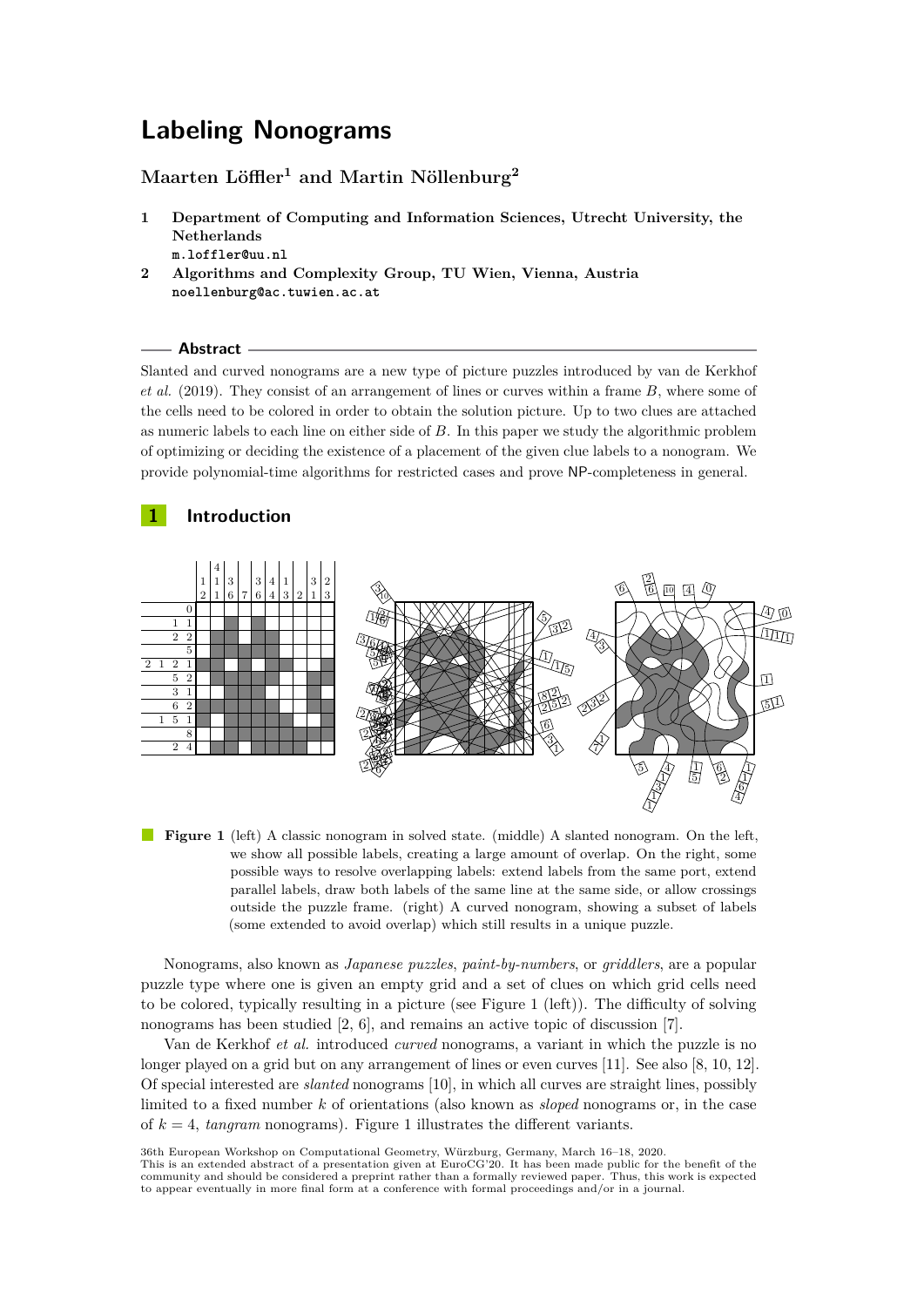# Labeling Nonograms

**Maarten Löffler[1] and Martin Nöllenburg[2]**

1. **Department of Computing and Information Sciences, Utrecht University, the Netherlands**
   m.loffler@uu.nl
2. **Algorithms and Complexity Group, TU Wien, Vienna, Austria**
   noellenburg@ac.tuwien.ac.at

## Abstract

Slanted and curved nonograms are a new type of picture puzzles introduced by van de Kerkhof *et al.* (2019). They consist of an arrangement of lines or curves within a frame $B$, where some of the cells need to be colored in order to obtain the solution picture. Up to two clues are attached as numeric labels to each line on either side of $B$. In this paper we study the algorithmic problem of optimizing or deciding the existence of a placement of the given clue labels to a nonogram. We provide polynomial-time algorithms for restricted cases and prove NP-completeness in general.

## 1 Introduction

**Figure 1** (left) A classic nonogram in solved state. (middle) A slanted nonogram. On the left, we show all possible labels, creating a large amount of overlap. On the right, some possible ways to resolve overlapping labels: extend labels from the same port, extend parallel labels, draw both labels of the same line at the same side, or allow crossings outside the puzzle frame. (right) A curved nonogram, showing a subset of labels (some extended to avoid overlap) which still results in a unique puzzle.

Nonograms, also known as *Japanese puzzles*, *paint-by-numbers*, or *griddlers*, are a popular puzzle type where one is given an empty grid and a set of clues on which grid cells need to be colored, typically resulting in a picture (see Figure 1 (left)). The difficulty of solving nonograms has been studied [2, 6], and remains an active topic of discussion [7].

Van de Kerkhof *et al.* introduced *curved* nonograms, a variant in which the puzzle is no longer played on a grid but on any arrangement of lines or even curves [11]. See also [8, 10, 12]. Of special interested are *slanted* nonograms [10], in which all curves are straight lines, possibly limited to a fixed number $k$ of orientations (also known as *sloped* nonograms or, in the case of $k = 4$, *tangram* nonograms). Figure 1 illustrates the different variants.

36th European Workshop on Computational Geometry, Würzburg, Germany, March 16–18, 2020.
This is an extended abstract of a presentation given at EuroCG'20. It has been made public for the benefit of the community and should be considered a preprint rather than a formally reviewed paper. Thus, this work is expected to appear eventually in more final form at a conference with formal proceedings and/or in a journal.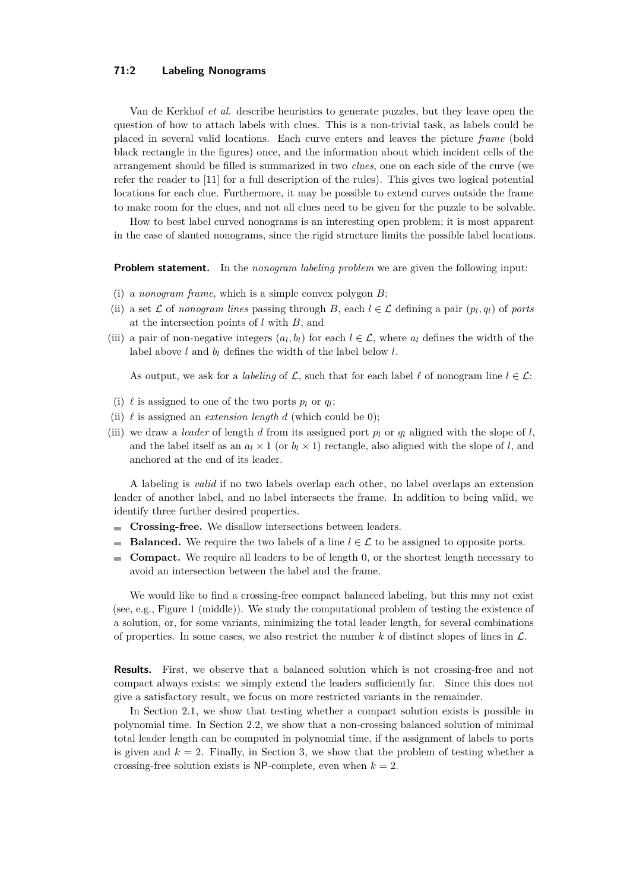Van de Kerkhof *et al.* describe heuristics to generate puzzles, but they leave open the question of how to attach labels with clues. This is a non-trivial task, as labels could be placed in several valid locations. Each curve enters and leaves the picture *frame* (bold black rectangle in the figures) once, and the information about which incident cells of the arrangement should be filled is summarized in two *clues*, one on each side of the curve (we refer the reader to [11] for a full description of the rules). This gives two logical potential locations for each clue. Furthermore, it may be possible to extend curves outside the frame to make room for the clues, and not all clues need to be given for the puzzle to be solvable.

How to best label curved nonograms is an interesting open problem; it is most apparent in the case of slanted nonograms, since the rigid structure limits the possible label locations.

**Problem statement.** In the *nonogram labeling problem* we are given the following input:

(i) a *nonogram frame*, which is a simple convex polygon $B$;

(ii) a set $\mathcal{L}$ of *nonogram lines* passing through $B$, each $l \in \mathcal{L}$ defining a pair $(p_l, q_l)$ of *ports* at the intersection points of $l$ with $B$; and

(iii) a pair of non-negative integers $(a_l, b_l)$ for each $l \in \mathcal{L}$, where $a_l$ defines the width of the label above $l$ and $b_l$ defines the width of the label below $l$.

As output, we ask for a *labeling* of $\mathcal{L}$, such that for each label $\ell$ of nonogram line $l \in \mathcal{L}$:

(i) $\ell$ is assigned to one of the two ports $p_l$ or $q_l$;

(ii) $\ell$ is assigned an *extension length* $d$ (which could be 0);

(iii) we draw a *leader* of length $d$ from its assigned port $p_l$ or $q_l$ aligned with the slope of $l$, and the label itself as an $a_l \times 1$ (or $b_l \times 1$) rectangle, also aligned with the slope of $l$, and anchored at the end of its leader.

A labeling is *valid* if no two labels overlap each other, no label overlaps an extension leader of another label, and no label intersects the frame. In addition to being valid, we identify three further desired properties.

- **Crossing-free.** We disallow intersections between leaders.
- **Balanced.** We require the two labels of a line $l \in \mathcal{L}$ to be assigned to opposite ports.
- **Compact.** We require all leaders to be of length 0, or the shortest length necessary to avoid an intersection between the label and the frame.

We would like to find a crossing-free compact balanced labeling, but this may not exist (see, e.g., Figure 1 (middle)). We study the computational problem of testing the existence of a solution, or, for some variants, minimizing the total leader length, for several combinations of properties. In some cases, we also restrict the number $k$ of distinct slopes of lines in $\mathcal{L}$.

**Results.** First, we observe that a balanced solution which is not crossing-free and not compact always exists: we simply extend the leaders sufficiently far. Since this does not give a satisfactory result, we focus on more restricted variants in the remainder.

In Section 2.1, we show that testing whether a compact solution exists is possible in polynomial time. In Section 2.2, we show that a non-crossing balanced solution of minimal total leader length can be computed in polynomial time, if the assignment of labels to ports is given and $k = 2$. Finally, in Section 3, we show that the problem of testing whether a crossing-free solution exists is NP-complete, even when $k = 2$.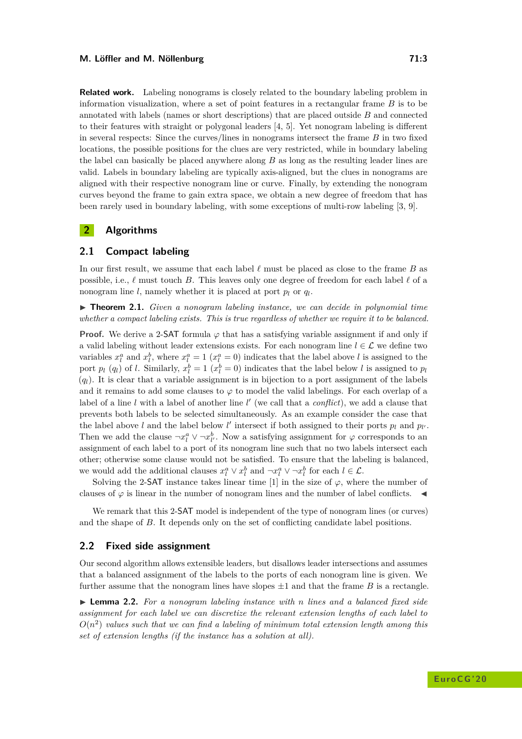**Related work.** Labeling nonograms is closely related to the boundary labeling problem in information visualization, where a set of point features in a rectangular frame $B$ is to be annotated with labels (names or short descriptions) that are placed outside $B$ and connected to their features with straight or polygonal leaders [4, 5]. Yet nonogram labeling is different in several respects: Since the curves/lines in nonograms intersect the frame $B$ in two fixed locations, the possible positions for the clues are very restricted, while in boundary labeling the label can basically be placed anywhere along $B$ as long as the resulting leader lines are valid. Labels in boundary labeling are typically axis-aligned, but the clues in nonograms are aligned with their respective nonogram line or curve. Finally, by extending the nonogram curves beyond the frame to gain extra space, we obtain a new degree of freedom that has been rarely used in boundary labeling, with some exceptions of multi-row labeling [3, 9].

# 2 Algorithms

## 2.1 Compact labeling

In our first result, we assume that each label $\ell$ must be placed as close to the frame $B$ as possible, i.e., $\ell$ must touch $B$. This leaves only one degree of freedom for each label $\ell$ of a nonogram line $l$, namely whether it is placed at port $p_l$ or $q_l$.

▶ **Theorem 2.1.** *Given a nonogram labeling instance, we can decide in polynomial time whether a compact labeling exists. This is true regardless of whether we require it to be balanced.*

**Proof.** We derive a 2-SAT formula $\varphi$ that has a satisfying variable assignment if and only if a valid labeling without leader extensions exists. For each nonogram line $l \in \mathcal{L}$ we define two variables $x_l^a$ and $x_l^b$, where $x_l^a = 1$ ($x_l^a = 0$) indicates that the label above $l$ is assigned to the port $p_l$ ($q_l$) of $l$. Similarly, $x_l^b = 1$ ($x_l^b = 0$) indicates that the label below $l$ is assigned to $p_l$ ($q_l$). It is clear that a variable assignment is in bijection to a port assignment of the labels and it remains to add some clauses to $\varphi$ to model the valid labelings. For each overlap of a label of a line $l$ with a label of another line $l'$ (we call that a *conflict*), we add a clause that prevents both labels to be selected simultaneously. As an example consider the case that the label above $l$ and the label below $l'$ intersect if both assigned to their ports $p_l$ and $p_{l'}$. Then we add the clause $\neg x_l^a \vee \neg x_{l'}^b$. Now a satisfying assignment for $\varphi$ corresponds to an assignment of each label to a port of its nonogram line such that no two labels intersect each other; otherwise some clause would not be satisfied. To ensure that the labeling is balanced, we would add the additional clauses $x_l^a \vee x_l^b$ and $\neg x_l^a \vee \neg x_l^b$ for each $l \in \mathcal{L}$.

Solving the 2-SAT instance takes linear time [1] in the size of $\varphi$, where the number of clauses of $\varphi$ is linear in the number of nonogram lines and the number of label conflicts. ◀

We remark that this 2-SAT model is independent of the type of nonogram lines (or curves) and the shape of $B$. It depends only on the set of conflicting candidate label positions.

## 2.2 Fixed side assignment

Our second algorithm allows extensible leaders, but disallows leader intersections and assumes that a balanced assignment of the labels to the ports of each nonogram line is given. We further assume that the nonogram lines have slopes $\pm 1$ and that the frame $B$ is a rectangle.

▶ **Lemma 2.2.** *For a nonogram labeling instance with $n$ lines and a balanced fixed side assignment for each label we can discretize the relevant extension lengths of each label to $O(n^2)$ values such that we can find a labeling of minimum total extension length among this set of extension lengths (if the instance has a solution at all).*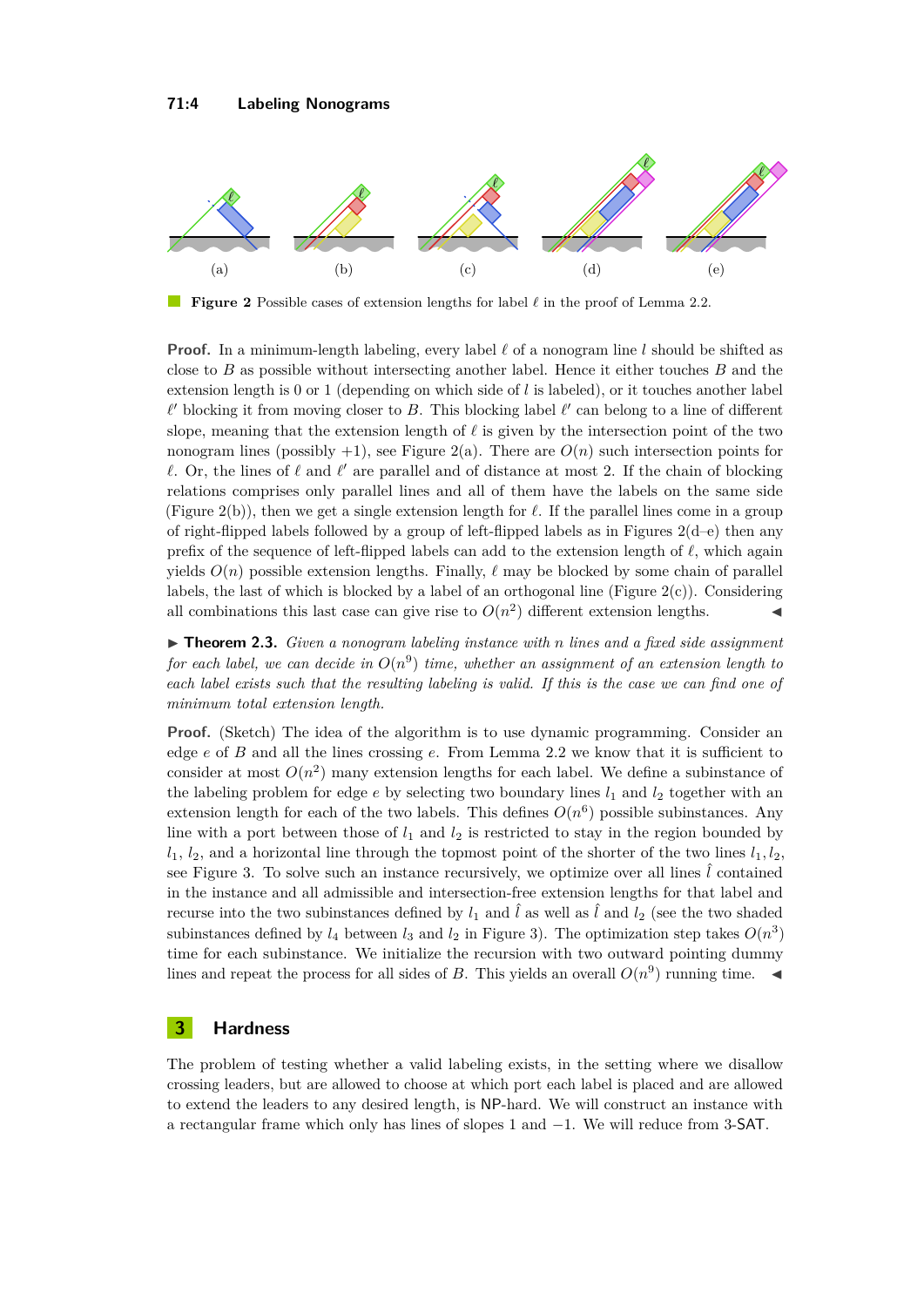(a) (b) (c) (d) (e)

**Figure 2** Possible cases of extension lengths for label $\ell$ in the proof of Lemma 2.2.

**Proof.** In a minimum-length labeling, every label $\ell$ of a nonogram line $l$ should be shifted as close to $B$ as possible without intersecting another label. Hence it either touches $B$ and the extension length is 0 or 1 (depending on which side of $l$ is labeled), or it touches another label $\ell'$ blocking it from moving closer to $B$. This blocking label $\ell'$ can belong to a line of different slope, meaning that the extension length of $\ell$ is given by the intersection point of the two nonogram lines (possibly +1), see Figure 2(a). There are $O(n)$ such intersection points for $\ell$. Or, the lines of $\ell$ and $\ell'$ are parallel and of distance at most 2. If the chain of blocking relations comprises only parallel lines and all of them have the labels on the same side (Figure 2(b)), then we get a single extension length for $\ell$. If the parallel lines come in a group of right-flipped labels followed by a group of left-flipped labels as in Figures 2(d–e) then any prefix of the sequence of left-flipped labels can add to the extension length of $\ell$, which again yields $O(n)$ possible extension lengths. Finally, $\ell$ may be blocked by some chain of parallel labels, the last of which is blocked by a label of an orthogonal line (Figure 2(c)). Considering all combinations this last case can give rise to $O(n^2)$ different extension lengths. ◀

▶ **Theorem 2.3.** *Given a nonogram labeling instance with $n$ lines and a fixed side assignment for each label, we can decide in $O(n^9)$ time, whether an assignment of an extension length to each label exists such that the resulting labeling is valid. If this is the case we can find one of minimum total extension length.*

**Proof.** (Sketch) The idea of the algorithm is to use dynamic programming. Consider an edge $e$ of $B$ and all the lines crossing $e$. From Lemma 2.2 we know that it is sufficient to consider at most $O(n^2)$ many extension lengths for each label. We define a subinstance of the labeling problem for edge $e$ by selecting two boundary lines $l_1$ and $l_2$ together with an extension length for each of the two labels. This defines $O(n^6)$ possible subinstances. Any line with a port between those of $l_1$ and $l_2$ is restricted to stay in the region bounded by $l_1$, $l_2$, and a horizontal line through the topmost point of the shorter of the two lines $l_1, l_2$, see Figure 3. To solve such an instance recursively, we optimize over all lines $\hat{l}$ contained in the instance and all admissible and intersection-free extension lengths for that label and recurse into the two subinstances defined by $l_1$ and $\hat{l}$ as well as $\hat{l}$ and $l_2$ (see the two shaded subinstances defined by $l_4$ between $l_3$ and $l_2$ in Figure 3). The optimization step takes $O(n^3)$ time for each subinstance. We initialize the recursion with two outward pointing dummy lines and repeat the process for all sides of $B$. This yields an overall $O(n^9)$ running time. ◀

# 3 Hardness

The problem of testing whether a valid labeling exists, in the setting where we disallow crossing leaders, but are allowed to choose at which port each label is placed and are allowed to extend the leaders to any desired length, is NP-hard. We will construct an instance with a rectangular frame which only has lines of slopes 1 and −1. We will reduce from 3-SAT.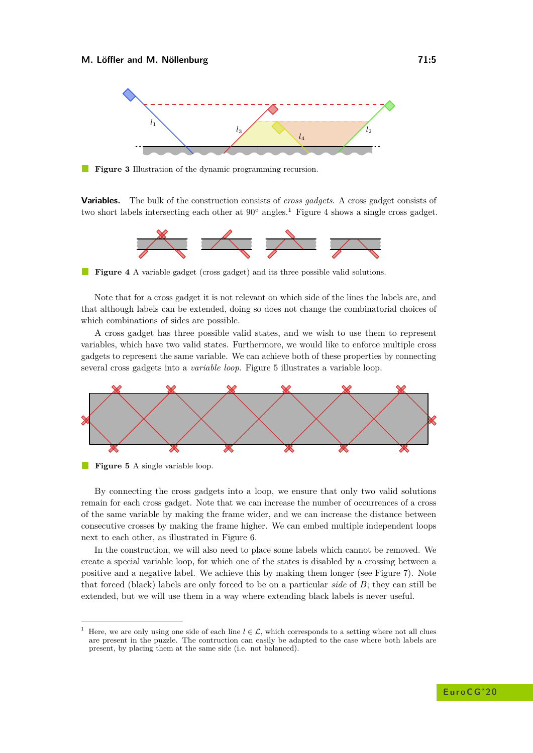**Figure 3** Illustration of the dynamic programming recursion.

**Variables.** The bulk of the construction consists of *cross gadgets*. A cross gadget consists of two short labels intersecting each other at 90° angles.[1] Figure 4 shows a single cross gadget.

**Figure 4** A variable gadget (cross gadget) and its three possible valid solutions.

Note that for a cross gadget it is not relevant on which side of the lines the labels are, and that although labels can be extended, doing so does not change the combinatorial choices of which combinations of sides are possible.

A cross gadget has three possible valid states, and we wish to use them to represent variables, which have two valid states. Furthermore, we would like to enforce multiple cross gadgets to represent the same variable. We can achieve both of these properties by connecting several cross gadgets into a *variable loop*. Figure 5 illustrates a variable loop.

**Figure 5** A single variable loop.

By connecting the cross gadgets into a loop, we ensure that only two valid solutions remain for each cross gadget. Note that we can increase the number of occurrences of a cross of the same variable by making the frame wider, and we can increase the distance between consecutive crosses by making the frame higher. We can embed multiple independent loops next to each other, as illustrated in Figure 6.

In the construction, we will also need to place some labels which cannot be removed. We create a special variable loop, for which one of the states is disabled by a crossing between a positive and a negative label. We achieve this by making them longer (see Figure 7). Note that forced (black) labels are only forced to be on a particular *side* of $B$; they can still be extended, but we will use them in a way where extending black labels is never useful.

---

[1] Here, we are only using one side of each line $l \in \mathcal{L}$, which corresponds to a setting where not all clues are present in the puzzle. The contruction can easily be adapted to the case where both labels are present, by placing them at the same side (i.e. not balanced).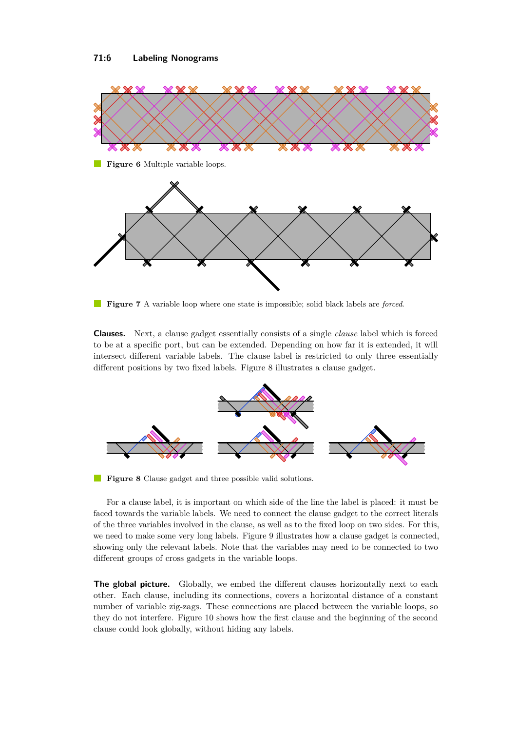**Figure 6** Multiple variable loops.

**Figure 7** A variable loop where one state is impossible; solid black labels are *forced*.

**Clauses.** Next, a clause gadget essentially consists of a single *clause* label which is forced to be at a specific port, but can be extended. Depending on how far it is extended, it will intersect different variable labels. The clause label is restricted to only three essentially different positions by two fixed labels. Figure 8 illustrates a clause gadget.

**Figure 8** Clause gadget and three possible valid solutions.

For a clause label, it is important on which side of the line the label is placed: it must be faced towards the variable labels. We need to connect the clause gadget to the correct literals of the three variables involved in the clause, as well as to the fixed loop on two sides. For this, we need to make some very long labels. Figure 9 illustrates how a clause gadget is connected, showing only the relevant labels. Note that the variables may need to be connected to two different groups of cross gadgets in the variable loops.

**The global picture.** Globally, we embed the different clauses horizontally next to each other. Each clause, including its connections, covers a horizontal distance of a constant number of variable zig-zags. These connections are placed between the variable loops, so they do not interfere. Figure 10 shows how the first clause and the beginning of the second clause could look globally, without hiding any labels.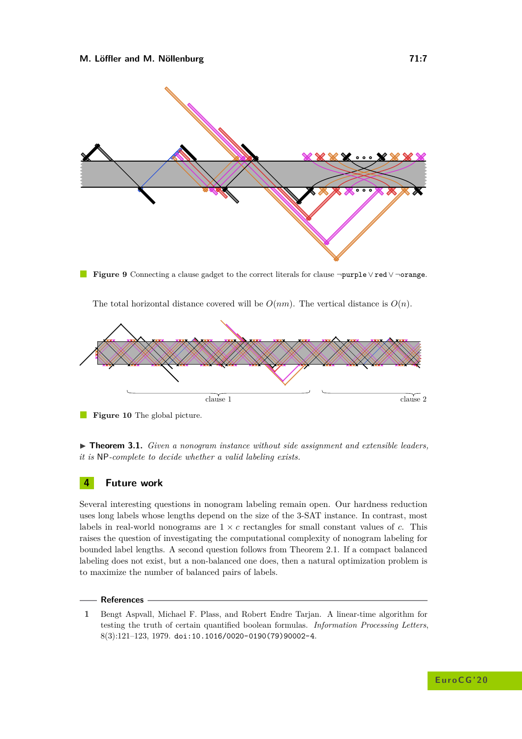**Figure 9** Connecting a clause gadget to the correct literals for clause ¬`purple` ∨ `red` ∨ ¬`orange`.

The total horizontal distance covered will be $O(nm)$. The vertical distance is $O(n)$.

**Figure 10** The global picture.

▶ **Theorem 3.1.** *Given a nonogram instance without side assignment and extensible leaders, it is* NP*-complete to decide whether a valid labeling exists.*

## 4 Future work

Several interesting questions in nonogram labeling remain open. Our hardness reduction uses long labels whose lengths depend on the size of the 3-SAT instance. In contrast, most labels in real-world nonograms are $1 \times c$ rectangles for small constant values of $c$. This raises the question of investigating the computational complexity of nonogram labeling for bounded label lengths. A second question follows from Theorem 2.1. If a compact balanced labeling does not exist, but a non-balanced one does, then a natural optimization problem is to maximize the number of balanced pairs of labels.

## References

1. Bengt Aspvall, Michael F. Plass, and Robert Endre Tarjan. A linear-time algorithm for testing the truth of certain quantified boolean formulas. *Information Processing Letters*, 8(3):121–123, 1979. `doi:10.1016/0020-0190(79)90002-4`.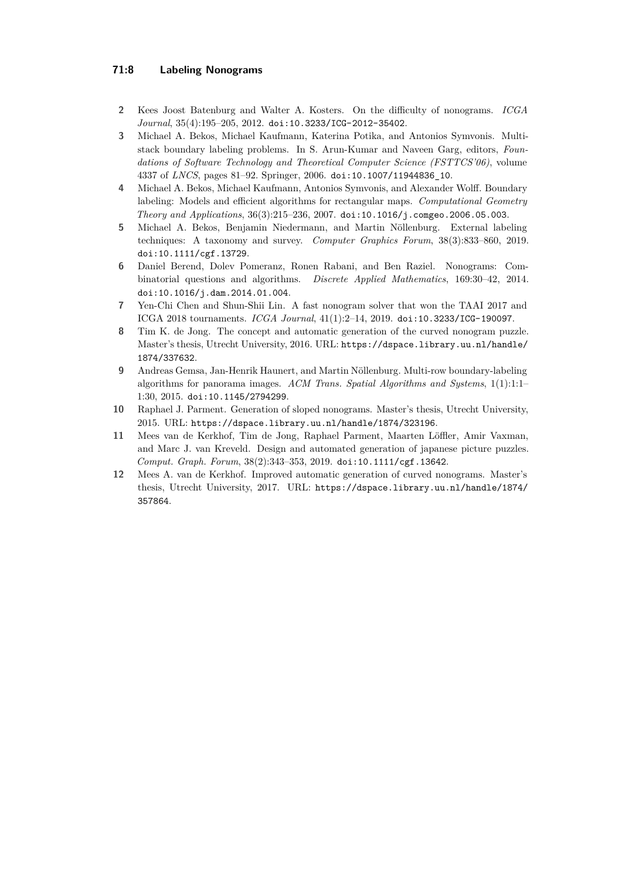2. Kees Joost Batenburg and Walter A. Kosters. On the difficulty of nonograms. *ICGA Journal*, 35(4):195–205, 2012. doi:10.3233/ICG-2012-35402.
3. Michael A. Bekos, Michael Kaufmann, Katerina Potika, and Antonios Symvonis. Multi-stack boundary labeling problems. In S. Arun-Kumar and Naveen Garg, editors, *Foundations of Software Technology and Theoretical Computer Science (FSTTCS'06)*, volume 4337 of *LNCS*, pages 81–92. Springer, 2006. doi:10.1007/11944836_10.
4. Michael A. Bekos, Michael Kaufmann, Antonios Symvonis, and Alexander Wolff. Boundary labeling: Models and efficient algorithms for rectangular maps. *Computational Geometry Theory and Applications*, 36(3):215–236, 2007. doi:10.1016/j.comgeo.2006.05.003.
5. Michael A. Bekos, Benjamin Niedermann, and Martin Nöllenburg. External labeling techniques: A taxonomy and survey. *Computer Graphics Forum*, 38(3):833–860, 2019. doi:10.1111/cgf.13729.
6. Daniel Berend, Dolev Pomeranz, Ronen Rabani, and Ben Raziel. Nonograms: Combinatorial questions and algorithms. *Discrete Applied Mathematics*, 169:30–42, 2014. doi:10.1016/j.dam.2014.01.004.
7. Yen-Chi Chen and Shun-Shii Lin. A fast nonogram solver that won the TAAI 2017 and ICGA 2018 tournaments. *ICGA Journal*, 41(1):2–14, 2019. doi:10.3233/ICG-190097.
8. Tim K. de Jong. The concept and automatic generation of the curved nonogram puzzle. Master's thesis, Utrecht University, 2016. URL: https://dspace.library.uu.nl/handle/1874/337632.
9. Andreas Gemsa, Jan-Henrik Haunert, and Martin Nöllenburg. Multi-row boundary-labeling algorithms for panorama images. *ACM Trans. Spatial Algorithms and Systems*, 1(1):1:1–1:30, 2015. doi:10.1145/2794299.
10. Raphael J. Parment. Generation of sloped nonograms. Master's thesis, Utrecht University, 2015. URL: https://dspace.library.uu.nl/handle/1874/323196.
11. Mees van de Kerkhof, Tim de Jong, Raphael Parment, Maarten Löffler, Amir Vaxman, and Marc J. van Kreveld. Design and automated generation of japanese picture puzzles. *Comput. Graph. Forum*, 38(2):343–353, 2019. doi:10.1111/cgf.13642.
12. Mees A. van de Kerkhof. Improved automatic generation of curved nonograms. Master's thesis, Utrecht University, 2017. URL: https://dspace.library.uu.nl/handle/1874/357864.